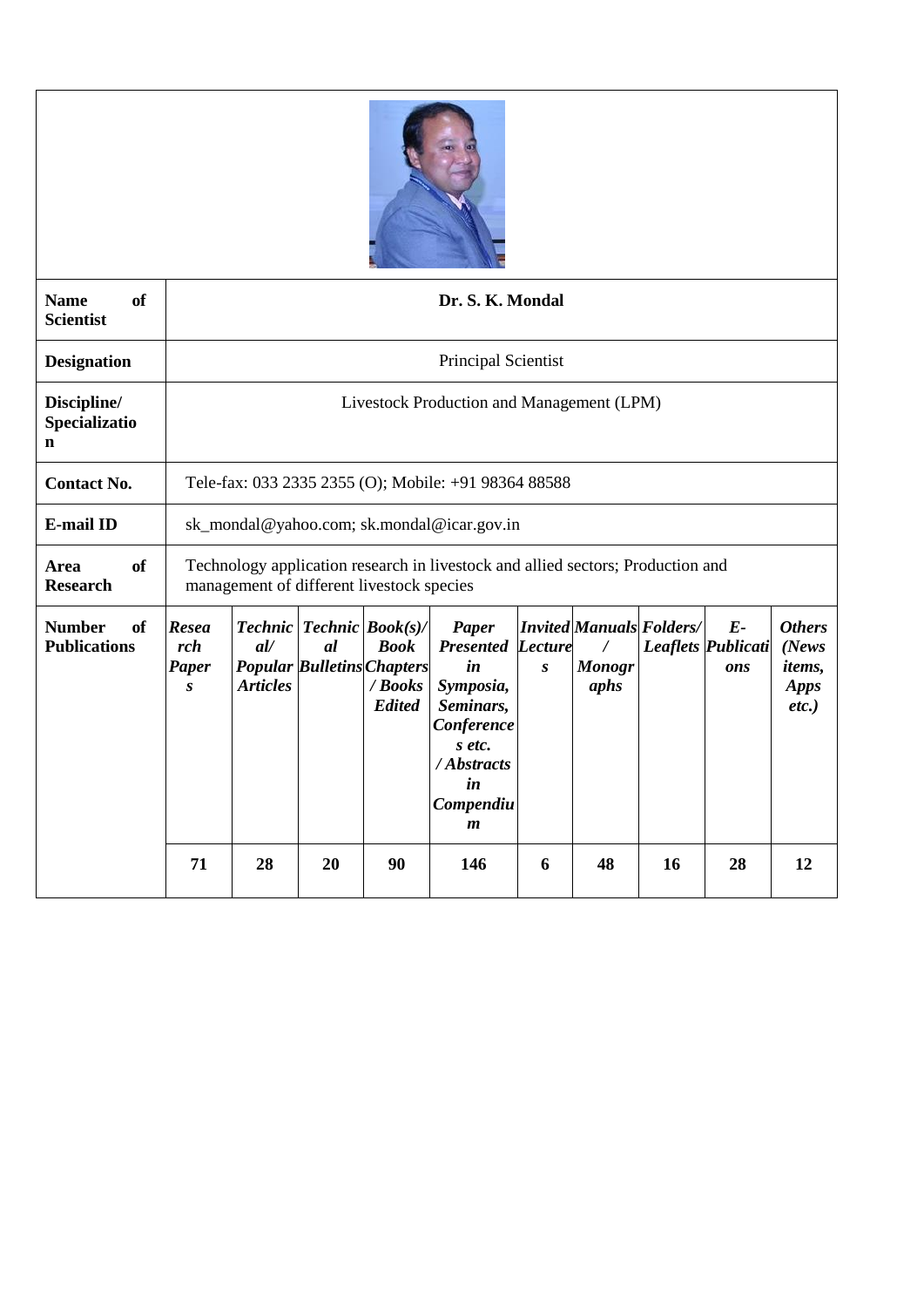| | |
|---|---|
| **Name of Scientist** | **Dr. S. K. Mondal** |
| **Designation** | Principal Scientist |
| **Discipline/ Specialization** | Livestock Production and Management (LPM) |
| **Contact No.** | Tele-fax: 033 2335 2355 (O); Mobile: +91 98364 88588 |
| **E-mail ID** | sk_mondal@yahoo.com; sk.mondal@icar.gov.in |
| **Area of Research** | Technology application research in livestock and allied sectors; Production and management of different livestock species |

| **Number of Publications** | ***Research Papers*** | ***Technical/ Popular Articles*** | ***Technical Bulletins*** | ***Book(s)/ Book Chapters / Books Edited*** | ***Paper Presented in Symposia, Seminars, Conferences etc. / Abstracts in Compendium*** | ***Invited Lectures*** | ***Manuals / Monographs*** | ***Folders/ Leaflets*** | ***E-Publications*** | ***Others (News items, Apps etc.)*** |
|---|---|---|---|---|---|---|---|---|---|---|
| | **71** | **28** | **20** | **90** | **146** | **6** | **48** | **16** | **28** | **12** |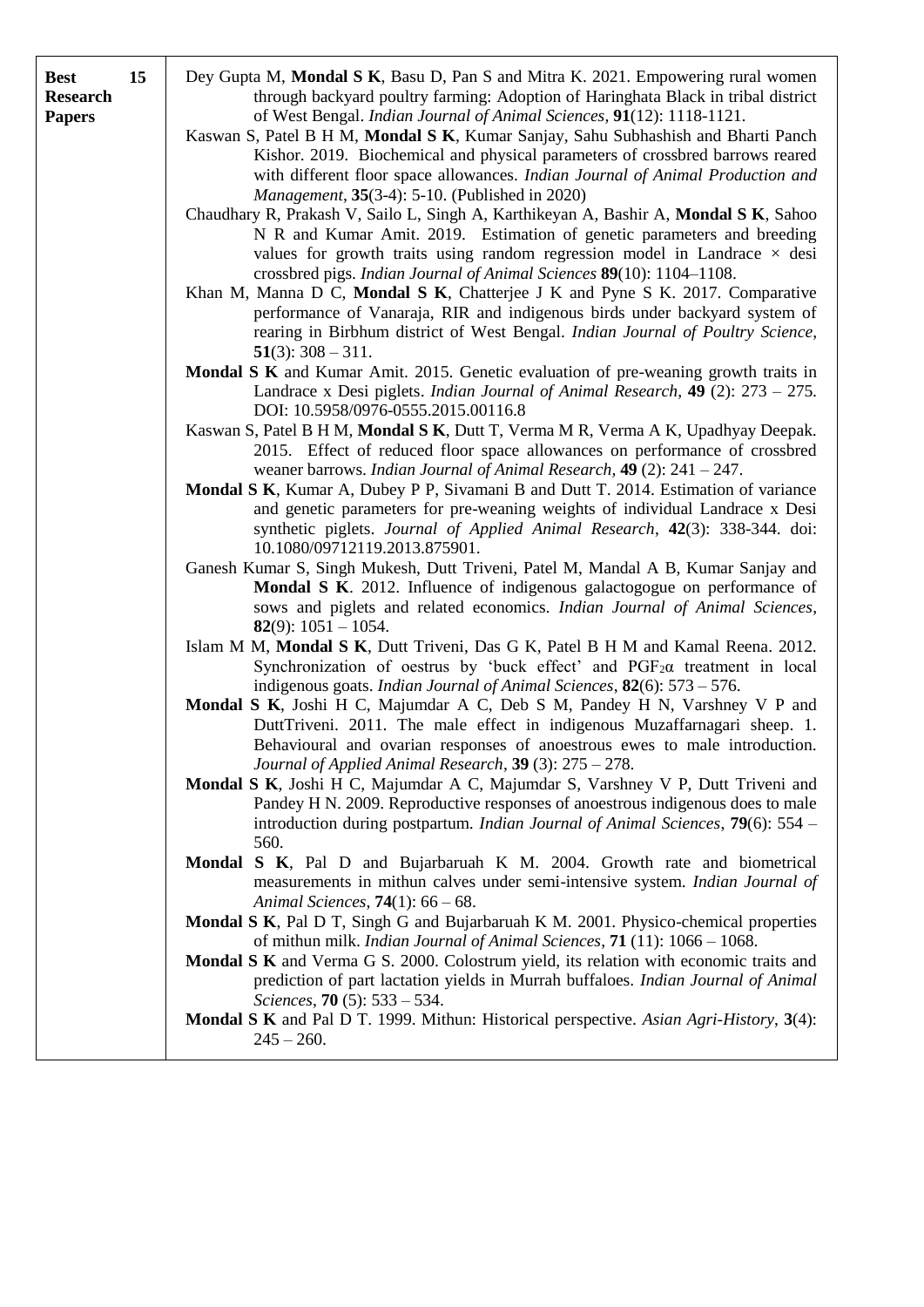| Best Research Papers | 15 | Publications |
| --- | --- | --- |
| | | Dey Gupta M, **Mondal S K**, Basu D, Pan S and Mitra K. 2021. Empowering rural women through backyard poultry farming: Adoption of Haringhata Black in tribal district of West Bengal. *Indian Journal of Animal Sciences*, **91**(12): 1118-1121. |
| | | Kaswan S, Patel B H M, **Mondal S K**, Kumar Sanjay, Sahu Subhashish and Bharti Panch Kishor. 2019. Biochemical and physical parameters of crossbred barrows reared with different floor space allowances. *Indian Journal of Animal Production and Management*, **35**(3-4): 5-10. (Published in 2020) |
| | | Chaudhary R, Prakash V, Sailo L, Singh A, Karthikeyan A, Bashir A, **Mondal S K**, Sahoo N R and Kumar Amit. 2019. Estimation of genetic parameters and breeding values for growth traits using random regression model in Landrace × desi crossbred pigs. *Indian Journal of Animal Sciences* **89**(10): 1104–1108. |
| | | Khan M, Manna D C, **Mondal S K**, Chatterjee J K and Pyne S K. 2017. Comparative performance of Vanaraja, RIR and indigenous birds under backyard system of rearing in Birbhum district of West Bengal. *Indian Journal of Poultry Science*, **51**(3): 308 – 311. |
| | | **Mondal S K** and Kumar Amit. 2015. Genetic evaluation of pre-weaning growth traits in Landrace x Desi piglets. *Indian Journal of Animal Research*, **49** (2): 273 – 275. DOI: 10.5958/0976-0555.2015.00116.8 |
| | | Kaswan S, Patel B H M, **Mondal S K**, Dutt T, Verma M R, Verma A K, Upadhyay Deepak. 2015. Effect of reduced floor space allowances on performance of crossbred weaner barrows. *Indian Journal of Animal Research*, **49** (2): 241 – 247. |
| | | **Mondal S K**, Kumar A, Dubey P P, Sivamani B and Dutt T. 2014. Estimation of variance and genetic parameters for pre-weaning weights of individual Landrace x Desi synthetic piglets. *Journal of Applied Animal Research*, **42**(3): 338-344. doi: 10.1080/09712119.2013.875901. |
| | | Ganesh Kumar S, Singh Mukesh, Dutt Triveni, Patel M, Mandal A B, Kumar Sanjay and **Mondal S K**. 2012. Influence of indigenous galactogogue on performance of sows and piglets and related economics. *Indian Journal of Animal Sciences*, **82**(9): 1051 – 1054. |
| | | Islam M M, **Mondal S K**, Dutt Triveni, Das G K, Patel B H M and Kamal Reena. 2012. Synchronization of oestrus by 'buck effect' and $PGF_{2}\alpha$ treatment in local indigenous goats. *Indian Journal of Animal Sciences*, **82**(6): 573 – 576. |
| | | **Mondal S K**, Joshi H C, Majumdar A C, Deb S M, Pandey H N, Varshney V P and DuttTriveni. 2011. The male effect in indigenous Muzaffarnagari sheep. 1. Behavioural and ovarian responses of anoestrous ewes to male introduction. *Journal of Applied Animal Research*, **39** (3): 275 – 278. |
| | | **Mondal S K**, Joshi H C, Majumdar A C, Majumdar S, Varshney V P, Dutt Triveni and Pandey H N. 2009. Reproductive responses of anoestrous indigenous does to male introduction during postpartum. *Indian Journal of Animal Sciences*, **79**(6): 554 – 560. |
| | | **Mondal S K**, Pal D and Bujarbaruah K M. 2004. Growth rate and biometrical measurements in mithun calves under semi-intensive system. *Indian Journal of Animal Sciences*, **74**(1): 66 – 68. |
| | | **Mondal S K**, Pal D T, Singh G and Bujarbaruah K M. 2001. Physico-chemical properties of mithun milk. *Indian Journal of Animal Sciences*, **71** (11): 1066 – 1068. |
| | | **Mondal S K** and Verma G S. 2000. Colostrum yield, its relation with economic traits and prediction of part lactation yields in Murrah buffaloes. *Indian Journal of Animal Sciences*, **70** (5): 533 – 534. |
| | | **Mondal S K** and Pal D T. 1999. Mithun: Historical perspective. *Asian Agri-History*, **3**(4): 245 – 260. |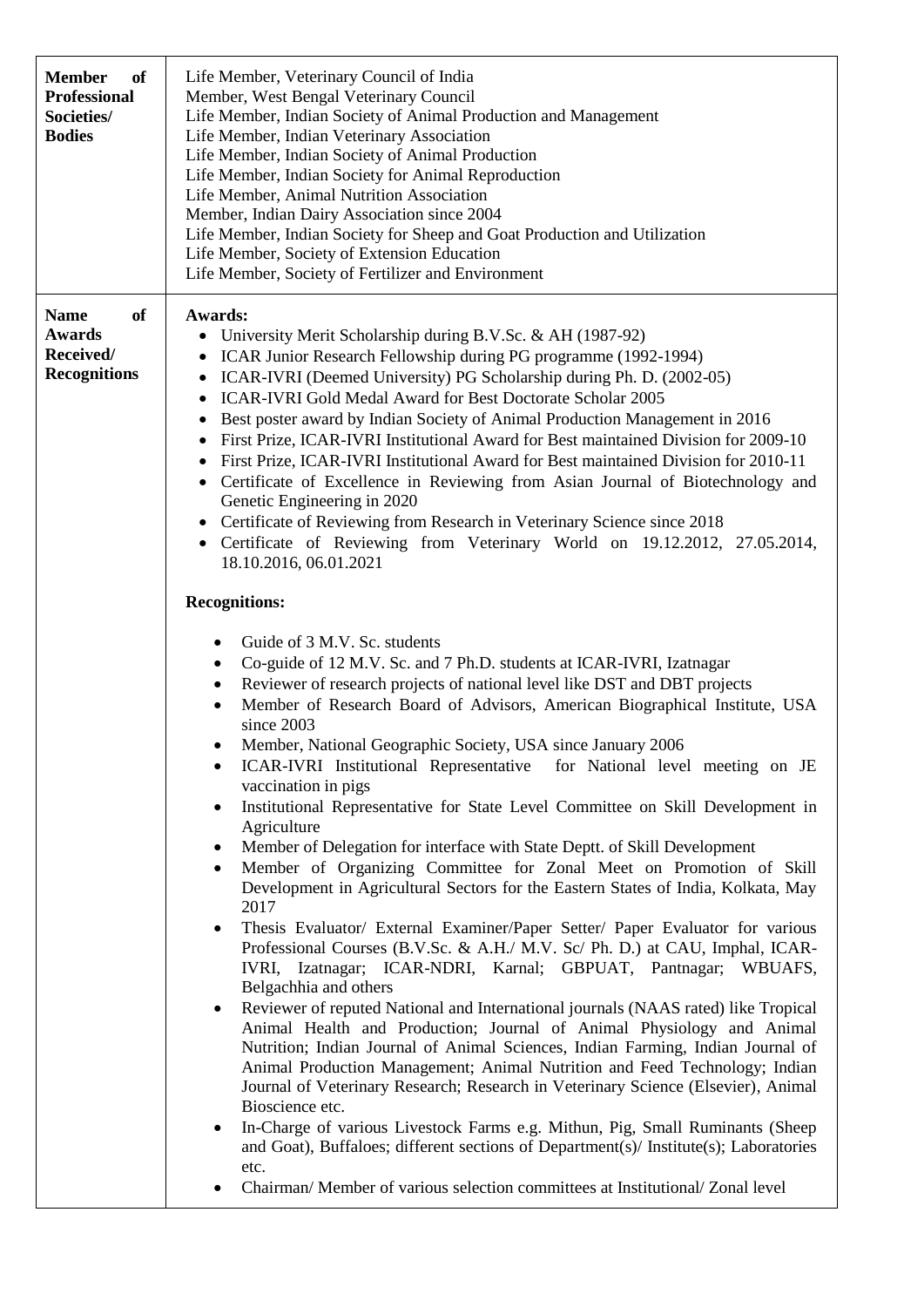| | |
|---|---|
| **Member of Professional Societies/ Bodies** | Life Member, Veterinary Council of India<br>Member, West Bengal Veterinary Council<br>Life Member, Indian Society of Animal Production and Management<br>Life Member, Indian Veterinary Association<br>Life Member, Indian Society of Animal Production<br>Life Member, Indian Society for Animal Reproduction<br>Life Member, Animal Nutrition Association<br>Member, Indian Dairy Association since 2004<br>Life Member, Indian Society for Sheep and Goat Production and Utilization<br>Life Member, Society of Extension Education<br>Life Member, Society of Fertilizer and Environment |
| **Name of Awards Received/ Recognitions** | **Awards:**<br>• University Merit Scholarship during B.V.Sc. & AH (1987-92)<br>• ICAR Junior Research Fellowship during PG programme (1992-1994)<br>• ICAR-IVRI (Deemed University) PG Scholarship during Ph. D. (2002-05)<br>• ICAR-IVRI Gold Medal Award for Best Doctorate Scholar 2005<br>• Best poster award by Indian Society of Animal Production Management in 2016<br>• First Prize, ICAR-IVRI Institutional Award for Best maintained Division for 2009-10<br>• First Prize, ICAR-IVRI Institutional Award for Best maintained Division for 2010-11<br>• Certificate of Excellence in Reviewing from Asian Journal of Biotechnology and Genetic Engineering in 2020<br>• Certificate of Reviewing from Research in Veterinary Science since 2018<br>• Certificate of Reviewing from Veterinary World on 19.12.2012, 27.05.2014, 18.10.2016, 06.01.2021<br><br>**Recognitions:**<br>• Guide of 3 M.V. Sc. students<br>• Co-guide of 12 M.V. Sc. and 7 Ph.D. students at ICAR-IVRI, Izatnagar<br>• Reviewer of research projects of national level like DST and DBT projects<br>• Member of Research Board of Advisors, American Biographical Institute, USA since 2003<br>• Member, National Geographic Society, USA since January 2006<br>• ICAR-IVRI Institutional Representative for National level meeting on JE vaccination in pigs<br>• Institutional Representative for State Level Committee on Skill Development in Agriculture<br>• Member of Delegation for interface with State Deptt. of Skill Development<br>• Member of Organizing Committee for Zonal Meet on Promotion of Skill Development in Agricultural Sectors for the Eastern States of India, Kolkata, May 2017<br>• Thesis Evaluator/ External Examiner/Paper Setter/ Paper Evaluator for various Professional Courses (B.V.Sc. & A.H./ M.V. Sc/ Ph. D.) at CAU, Imphal, ICAR-IVRI, Izatnagar; ICAR-NDRI, Karnal; GBPUAT, Pantnagar; WBUAFS, Belgachhia and others<br>• Reviewer of reputed National and International journals (NAAS rated) like Tropical Animal Health and Production; Journal of Animal Physiology and Animal Nutrition; Indian Journal of Animal Sciences, Indian Farming, Indian Journal of Animal Production Management; Animal Nutrition and Feed Technology; Indian Journal of Veterinary Research; Research in Veterinary Science (Elsevier), Animal Bioscience etc.<br>• In-Charge of various Livestock Farms e.g. Mithun, Pig, Small Ruminants (Sheep and Goat), Buffaloes; different sections of Department(s)/ Institute(s); Laboratories etc.<br>• Chairman/ Member of various selection committees at Institutional/ Zonal level |